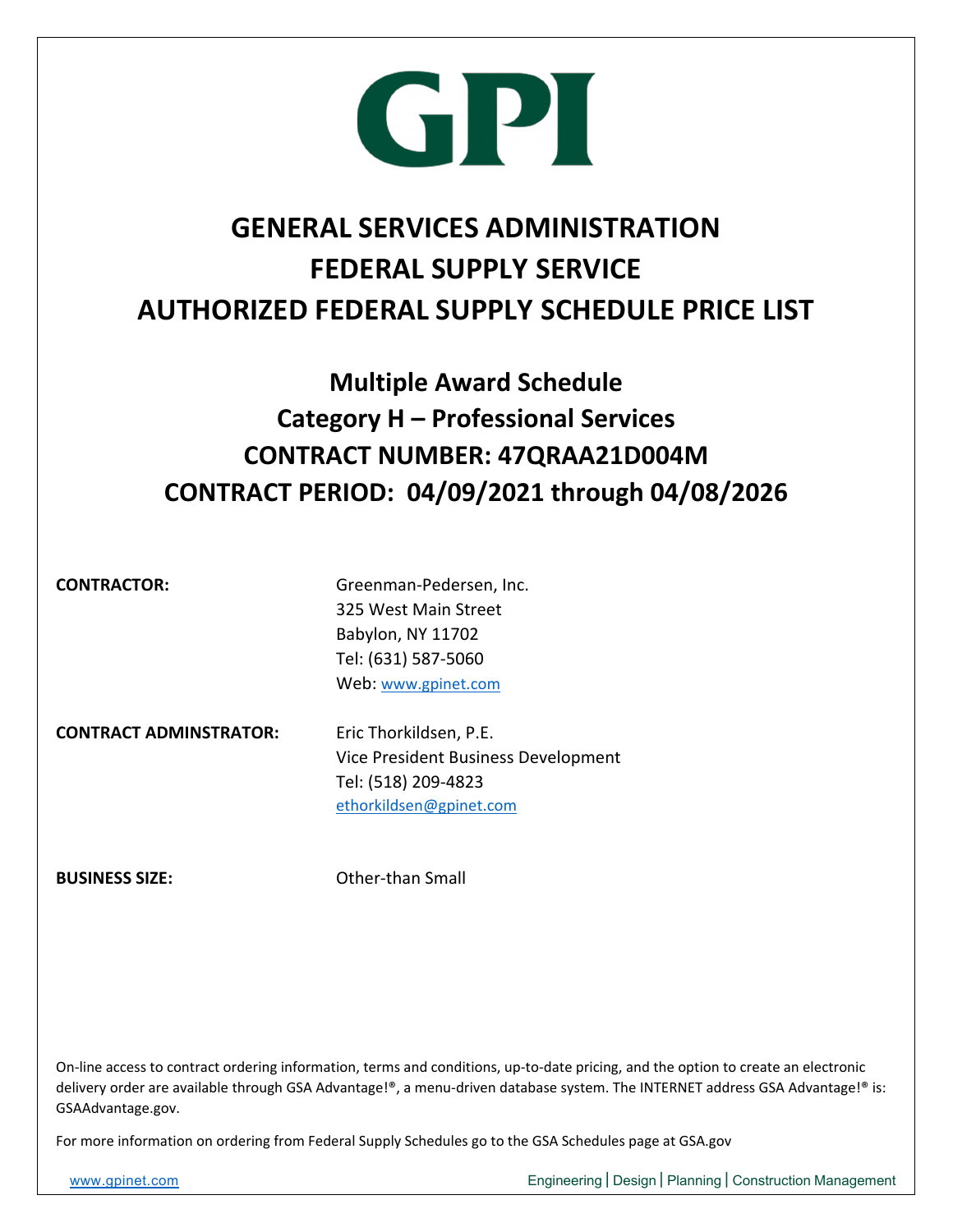# GPI

# GENERAL SERVICES ADMINISTRATION
# FEDERAL SUPPLY SERVICE
# AUTHORIZED FEDERAL SUPPLY SCHEDULE PRICE LIST

## Multiple Award Schedule
## Category H – Professional Services
## CONTRACT NUMBER: 47QRAA21D004M
## CONTRACT PERIOD: 04/09/2021 through 04/08/2026

**CONTRACTOR:**
Greenman-Pedersen, Inc.
325 West Main Street
Babylon, NY 11702
Tel: (631) 587-5060
Web: www.gpinet.com

**CONTRACT ADMINSTRATOR:**
Eric Thorkildsen, P.E.
Vice President Business Development
Tel: (518) 209-4823
ethorkildsen@gpinet.com

**BUSINESS SIZE:**
Other-than Small

On-line access to contract ordering information, terms and conditions, up-to-date pricing, and the option to create an electronic delivery order are available through GSA Advantage!®, a menu-driven database system. The INTERNET address GSA Advantage!® is: GSAAdvantage.gov.

For more information on ordering from Federal Supply Schedules go to the GSA Schedules page at GSA.gov

www.gpinet.com Engineering | Design | Planning | Construction Management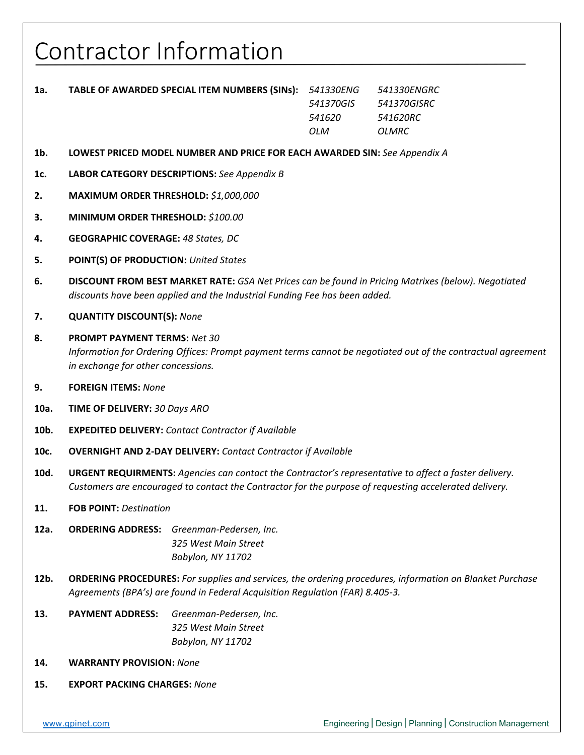# Contractor Information

**1a. TABLE OF AWARDED SPECIAL ITEM NUMBERS (SINs):** *541330ENG*, *541330ENGRC*, *541370GIS*, *541370GISRC*, *541620*, *541620RC*, *OLM*, *OLMRC*

**1b. LOWEST PRICED MODEL NUMBER AND PRICE FOR EACH AWARDED SIN:** *See Appendix A*

**1c. LABOR CATEGORY DESCRIPTIONS:** *See Appendix B*

**2. MAXIMUM ORDER THRESHOLD:** *$1,000,000*

**3. MINIMUM ORDER THRESHOLD:** *$100.00*

**4. GEOGRAPHIC COVERAGE:** *48 States, DC*

**5. POINT(S) OF PRODUCTION:** *United States*

**6. DISCOUNT FROM BEST MARKET RATE:** *GSA Net Prices can be found in Pricing Matrixes (below). Negotiated discounts have been applied and the Industrial Funding Fee has been added.*

**7. QUANTITY DISCOUNT(S):** *None*

**8. PROMPT PAYMENT TERMS:** *Net 30*
*Information for Ordering Offices: Prompt payment terms cannot be negotiated out of the contractual agreement in exchange for other concessions.*

**9. FOREIGN ITEMS:** *None*

**10a. TIME OF DELIVERY:** *30 Days ARO*

**10b. EXPEDITED DELIVERY:** *Contact Contractor if Available*

**10c. OVERNIGHT AND 2-DAY DELIVERY:** *Contact Contractor if Available*

**10d. URGENT REQUIRMENTS:** *Agencies can contact the Contractor's representative to affect a faster delivery. Customers are encouraged to contact the Contractor for the purpose of requesting accelerated delivery.*

**11. FOB POINT:** *Destination*

**12a. ORDERING ADDRESS:** *Greenman-Pedersen, Inc.*
*325 West Main Street*
*Babylon, NY 11702*

**12b. ORDERING PROCEDURES:** *For supplies and services, the ordering procedures, information on Blanket Purchase Agreements (BPA's) are found in Federal Acquisition Regulation (FAR) 8.405-3.*

**13. PAYMENT ADDRESS:** *Greenman-Pedersen, Inc.*
*325 West Main Street*
*Babylon, NY 11702*

**14. WARRANTY PROVISION:** *None*

**15. EXPORT PACKING CHARGES:** *None*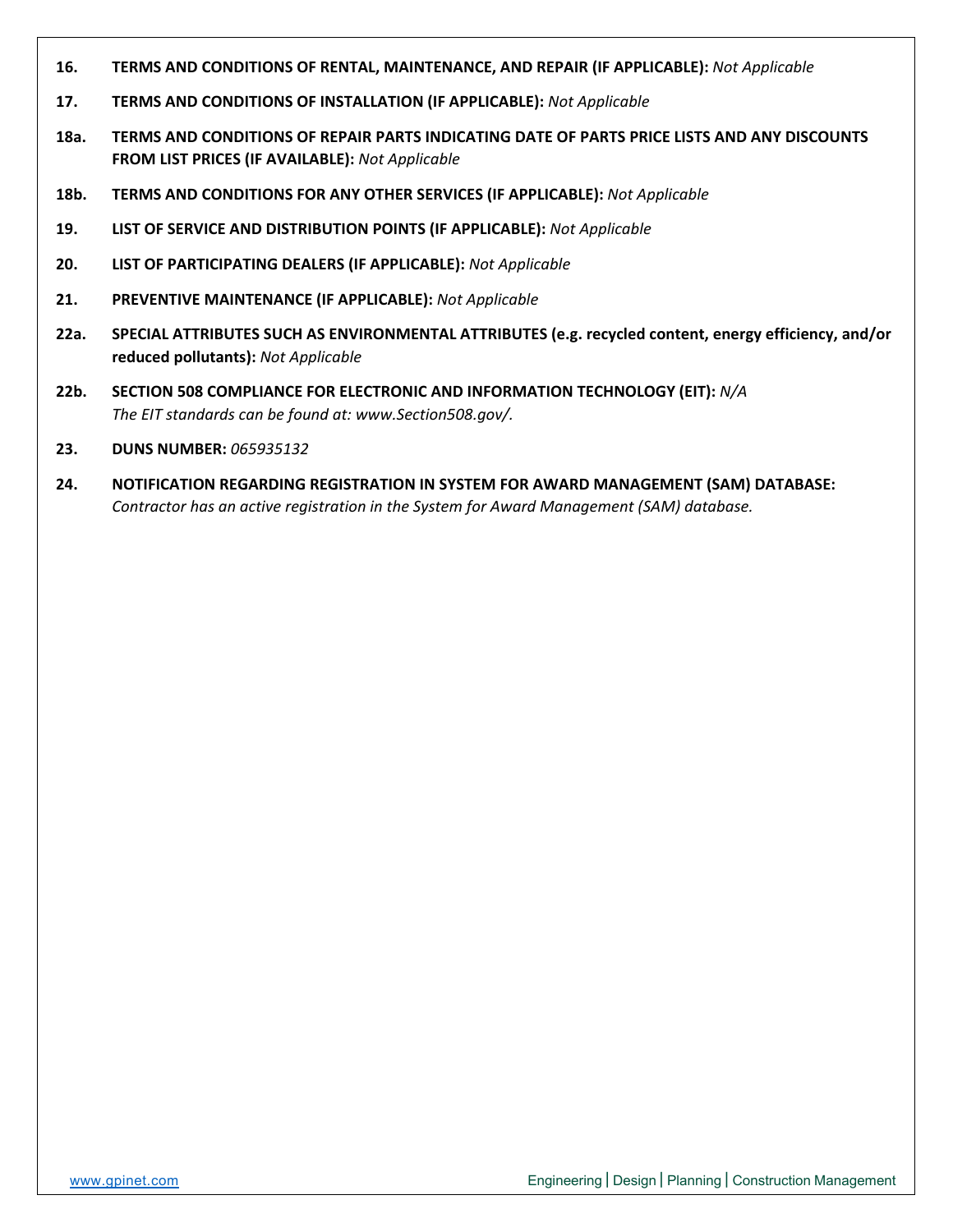**16. TERMS AND CONDITIONS OF RENTAL, MAINTENANCE, AND REPAIR (IF APPLICABLE):** *Not Applicable*

**17. TERMS AND CONDITIONS OF INSTALLATION (IF APPLICABLE):** *Not Applicable*

**18a. TERMS AND CONDITIONS OF REPAIR PARTS INDICATING DATE OF PARTS PRICE LISTS AND ANY DISCOUNTS FROM LIST PRICES (IF AVAILABLE):** *Not Applicable*

**18b. TERMS AND CONDITIONS FOR ANY OTHER SERVICES (IF APPLICABLE):** *Not Applicable*

**19. LIST OF SERVICE AND DISTRIBUTION POINTS (IF APPLICABLE):** *Not Applicable*

**20. LIST OF PARTICIPATING DEALERS (IF APPLICABLE):** *Not Applicable*

**21. PREVENTIVE MAINTENANCE (IF APPLICABLE):** *Not Applicable*

**22a. SPECIAL ATTRIBUTES SUCH AS ENVIRONMENTAL ATTRIBUTES (e.g. recycled content, energy efficiency, and/or reduced pollutants):** *Not Applicable*

**22b. SECTION 508 COMPLIANCE FOR ELECTRONIC AND INFORMATION TECHNOLOGY (EIT):** *N/A*
*The EIT standards can be found at: www.Section508.gov/.*

**23. DUNS NUMBER:** *065935132*

**24. NOTIFICATION REGARDING REGISTRATION IN SYSTEM FOR AWARD MANAGEMENT (SAM) DATABASE:**
*Contractor has an active registration in the System for Award Management (SAM) database.*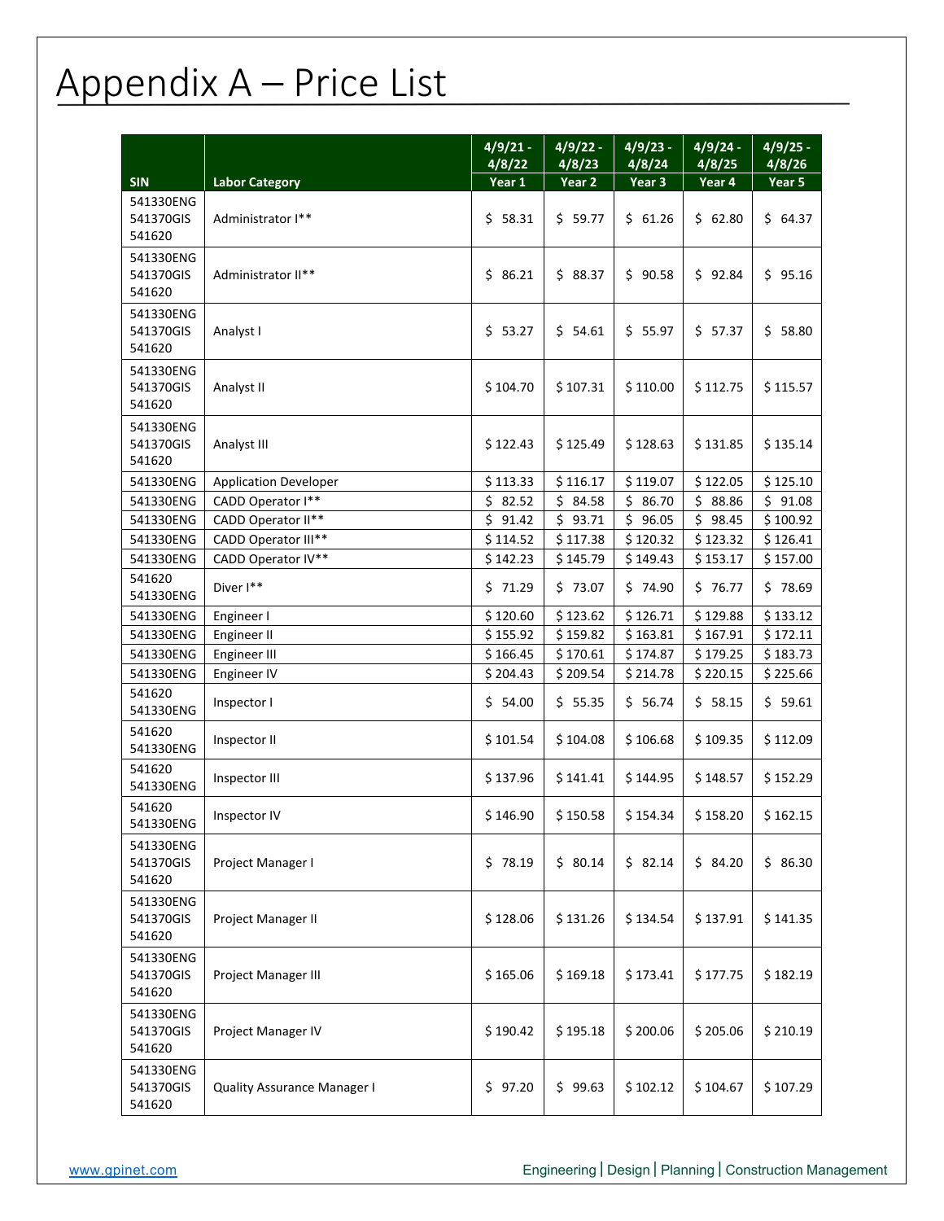# Appendix A – Price List

| SIN | Labor Category | 4/9/21 - 4/8/22 Year 1 | 4/9/22 - 4/8/23 Year 2 | 4/9/23 - 4/8/24 Year 3 | 4/9/24 - 4/8/25 Year 4 | 4/9/25 - 4/8/26 Year 5 |
|---|---|---|---|---|---|---|
| 541330ENG 541370GIS 541620 | Administrator I** | $ 58.31 | $ 59.77 | $ 61.26 | $ 62.80 | $ 64.37 |
| 541330ENG 541370GIS 541620 | Administrator II** | $ 86.21 | $ 88.37 | $ 90.58 | $ 92.84 | $ 95.16 |
| 541330ENG 541370GIS 541620 | Analyst I | $ 53.27 | $ 54.61 | $ 55.97 | $ 57.37 | $ 58.80 |
| 541330ENG 541370GIS 541620 | Analyst II | $ 104.70 | $ 107.31 | $ 110.00 | $ 112.75 | $ 115.57 |
| 541330ENG 541370GIS 541620 | Analyst III | $ 122.43 | $ 125.49 | $ 128.63 | $ 131.85 | $ 135.14 |
| 541330ENG | Application Developer | $ 113.33 | $ 116.17 | $ 119.07 | $ 122.05 | $ 125.10 |
| 541330ENG | CADD Operator I** | $ 82.52 | $ 84.58 | $ 86.70 | $ 88.86 | $ 91.08 |
| 541330ENG | CADD Operator II** | $ 91.42 | $ 93.71 | $ 96.05 | $ 98.45 | $ 100.92 |
| 541330ENG | CADD Operator III** | $ 114.52 | $ 117.38 | $ 120.32 | $ 123.32 | $ 126.41 |
| 541330ENG | CADD Operator IV** | $ 142.23 | $ 145.79 | $ 149.43 | $ 153.17 | $ 157.00 |
| 541620 541330ENG | Diver I** | $ 71.29 | $ 73.07 | $ 74.90 | $ 76.77 | $ 78.69 |
| 541330ENG | Engineer I | $ 120.60 | $ 123.62 | $ 126.71 | $ 129.88 | $ 133.12 |
| 541330ENG | Engineer II | $ 155.92 | $ 159.82 | $ 163.81 | $ 167.91 | $ 172.11 |
| 541330ENG | Engineer III | $ 166.45 | $ 170.61 | $ 174.87 | $ 179.25 | $ 183.73 |
| 541330ENG | Engineer IV | $ 204.43 | $ 209.54 | $ 214.78 | $ 220.15 | $ 225.66 |
| 541620 541330ENG | Inspector I | $ 54.00 | $ 55.35 | $ 56.74 | $ 58.15 | $ 59.61 |
| 541620 541330ENG | Inspector II | $ 101.54 | $ 104.08 | $ 106.68 | $ 109.35 | $ 112.09 |
| 541620 541330ENG | Inspector III | $ 137.96 | $ 141.41 | $ 144.95 | $ 148.57 | $ 152.29 |
| 541620 541330ENG | Inspector IV | $ 146.90 | $ 150.58 | $ 154.34 | $ 158.20 | $ 162.15 |
| 541330ENG 541370GIS 541620 | Project Manager I | $ 78.19 | $ 80.14 | $ 82.14 | $ 84.20 | $ 86.30 |
| 541330ENG 541370GIS 541620 | Project Manager II | $ 128.06 | $ 131.26 | $ 134.54 | $ 137.91 | $ 141.35 |
| 541330ENG 541370GIS 541620 | Project Manager III | $ 165.06 | $ 169.18 | $ 173.41 | $ 177.75 | $ 182.19 |
| 541330ENG 541370GIS 541620 | Project Manager IV | $ 190.42 | $ 195.18 | $ 200.06 | $ 205.06 | $ 210.19 |
| 541330ENG 541370GIS 541620 | Quality Assurance Manager I | $ 97.20 | $ 99.63 | $ 102.12 | $ 104.67 | $ 107.29 |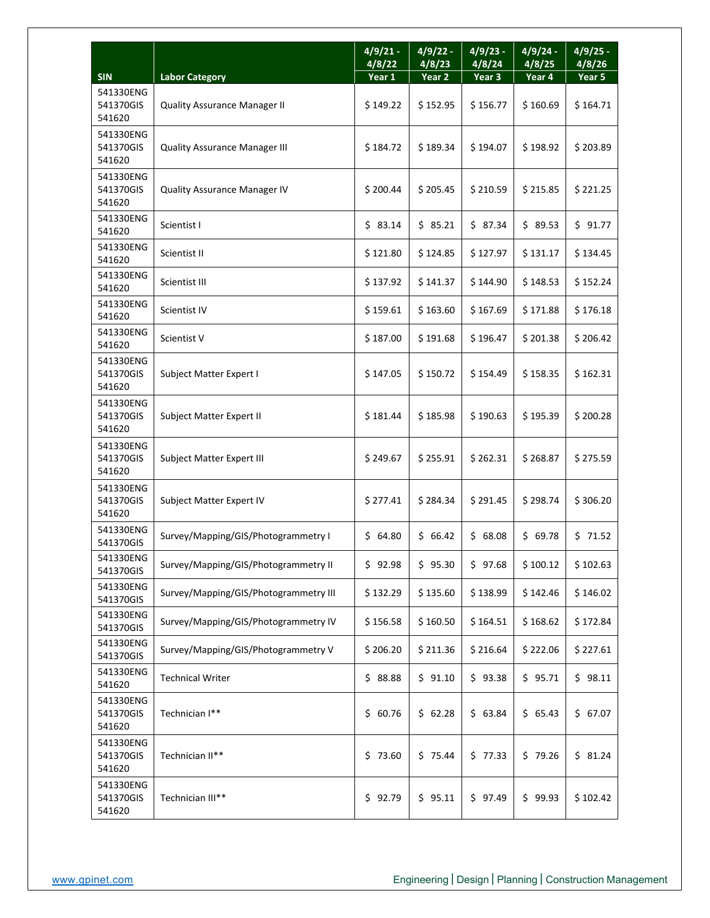| SIN | Labor Category | 4/9/21 - 4/8/22 Year 1 | 4/9/22 - 4/8/23 Year 2 | 4/9/23 - 4/8/24 Year 3 | 4/9/24 - 4/8/25 Year 4 | 4/9/25 - 4/8/26 Year 5 |
|---|---|---|---|---|---|---|
| 541330ENG 541370GIS 541620 | Quality Assurance Manager II | $ 149.22 | $ 152.95 | $ 156.77 | $ 160.69 | $ 164.71 |
| 541330ENG 541370GIS 541620 | Quality Assurance Manager III | $ 184.72 | $ 189.34 | $ 194.07 | $ 198.92 | $ 203.89 |
| 541330ENG 541370GIS 541620 | Quality Assurance Manager IV | $ 200.44 | $ 205.45 | $ 210.59 | $ 215.85 | $ 221.25 |
| 541330ENG 541620 | Scientist I | $ 83.14 | $ 85.21 | $ 87.34 | $ 89.53 | $ 91.77 |
| 541330ENG 541620 | Scientist II | $ 121.80 | $ 124.85 | $ 127.97 | $ 131.17 | $ 134.45 |
| 541330ENG 541620 | Scientist III | $ 137.92 | $ 141.37 | $ 144.90 | $ 148.53 | $ 152.24 |
| 541330ENG 541620 | Scientist IV | $ 159.61 | $ 163.60 | $ 167.69 | $ 171.88 | $ 176.18 |
| 541330ENG 541620 | Scientist V | $ 187.00 | $ 191.68 | $ 196.47 | $ 201.38 | $ 206.42 |
| 541330ENG 541370GIS 541620 | Subject Matter Expert I | $ 147.05 | $ 150.72 | $ 154.49 | $ 158.35 | $ 162.31 |
| 541330ENG 541370GIS 541620 | Subject Matter Expert II | $ 181.44 | $ 185.98 | $ 190.63 | $ 195.39 | $ 200.28 |
| 541330ENG 541370GIS 541620 | Subject Matter Expert III | $ 249.67 | $ 255.91 | $ 262.31 | $ 268.87 | $ 275.59 |
| 541330ENG 541370GIS 541620 | Subject Matter Expert IV | $ 277.41 | $ 284.34 | $ 291.45 | $ 298.74 | $ 306.20 |
| 541330ENG 541370GIS | Survey/Mapping/GIS/Photogrammetry I | $ 64.80 | $ 66.42 | $ 68.08 | $ 69.78 | $ 71.52 |
| 541330ENG 541370GIS | Survey/Mapping/GIS/Photogrammetry II | $ 92.98 | $ 95.30 | $ 97.68 | $ 100.12 | $ 102.63 |
| 541330ENG 541370GIS | Survey/Mapping/GIS/Photogrammetry III | $ 132.29 | $ 135.60 | $ 138.99 | $ 142.46 | $ 146.02 |
| 541330ENG 541370GIS | Survey/Mapping/GIS/Photogrammetry IV | $ 156.58 | $ 160.50 | $ 164.51 | $ 168.62 | $ 172.84 |
| 541330ENG 541370GIS | Survey/Mapping/GIS/Photogrammetry V | $ 206.20 | $ 211.36 | $ 216.64 | $ 222.06 | $ 227.61 |
| 541330ENG 541620 | Technical Writer | $ 88.88 | $ 91.10 | $ 93.38 | $ 95.71 | $ 98.11 |
| 541330ENG 541370GIS 541620 | Technician I** | $ 60.76 | $ 62.28 | $ 63.84 | $ 65.43 | $ 67.07 |
| 541330ENG 541370GIS 541620 | Technician II** | $ 73.60 | $ 75.44 | $ 77.33 | $ 79.26 | $ 81.24 |
| 541330ENG 541370GIS 541620 | Technician III** | $ 92.79 | $ 95.11 | $ 97.49 | $ 99.93 | $ 102.42 |

www.gpinet.com Engineering | Design | Planning | Construction Management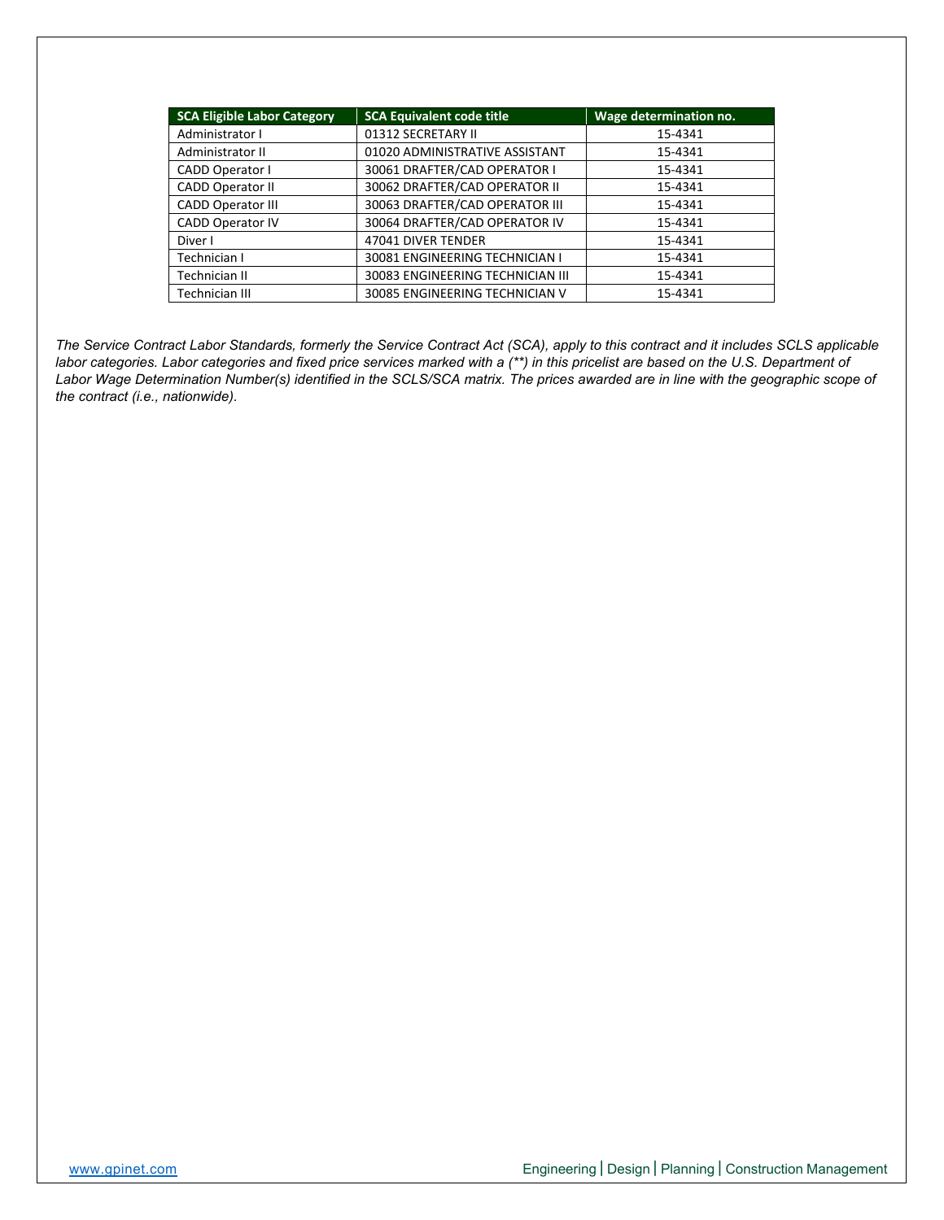| SCA Eligible Labor Category | SCA Equivalent code title | Wage determination no. |
| --- | --- | --- |
| Administrator I | 01312 SECRETARY II | 15-4341 |
| Administrator II | 01020 ADMINISTRATIVE ASSISTANT | 15-4341 |
| CADD Operator I | 30061 DRAFTER/CAD OPERATOR I | 15-4341 |
| CADD Operator II | 30062 DRAFTER/CAD OPERATOR II | 15-4341 |
| CADD Operator III | 30063 DRAFTER/CAD OPERATOR III | 15-4341 |
| CADD Operator IV | 30064 DRAFTER/CAD OPERATOR IV | 15-4341 |
| Diver I | 47041 DIVER TENDER | 15-4341 |
| Technician I | 30081 ENGINEERING TECHNICIAN I | 15-4341 |
| Technician II | 30083 ENGINEERING TECHNICIAN III | 15-4341 |
| Technician III | 30085 ENGINEERING TECHNICIAN V | 15-4341 |

*The Service Contract Labor Standards, formerly the Service Contract Act (SCA), apply to this contract and it includes SCLS applicable labor categories. Labor categories and fixed price services marked with a (**) in this pricelist are based on the U.S. Department of Labor Wage Determination Number(s) identified in the SCLS/SCA matrix. The prices awarded are in line with the geographic scope of the contract (i.e., nationwide).*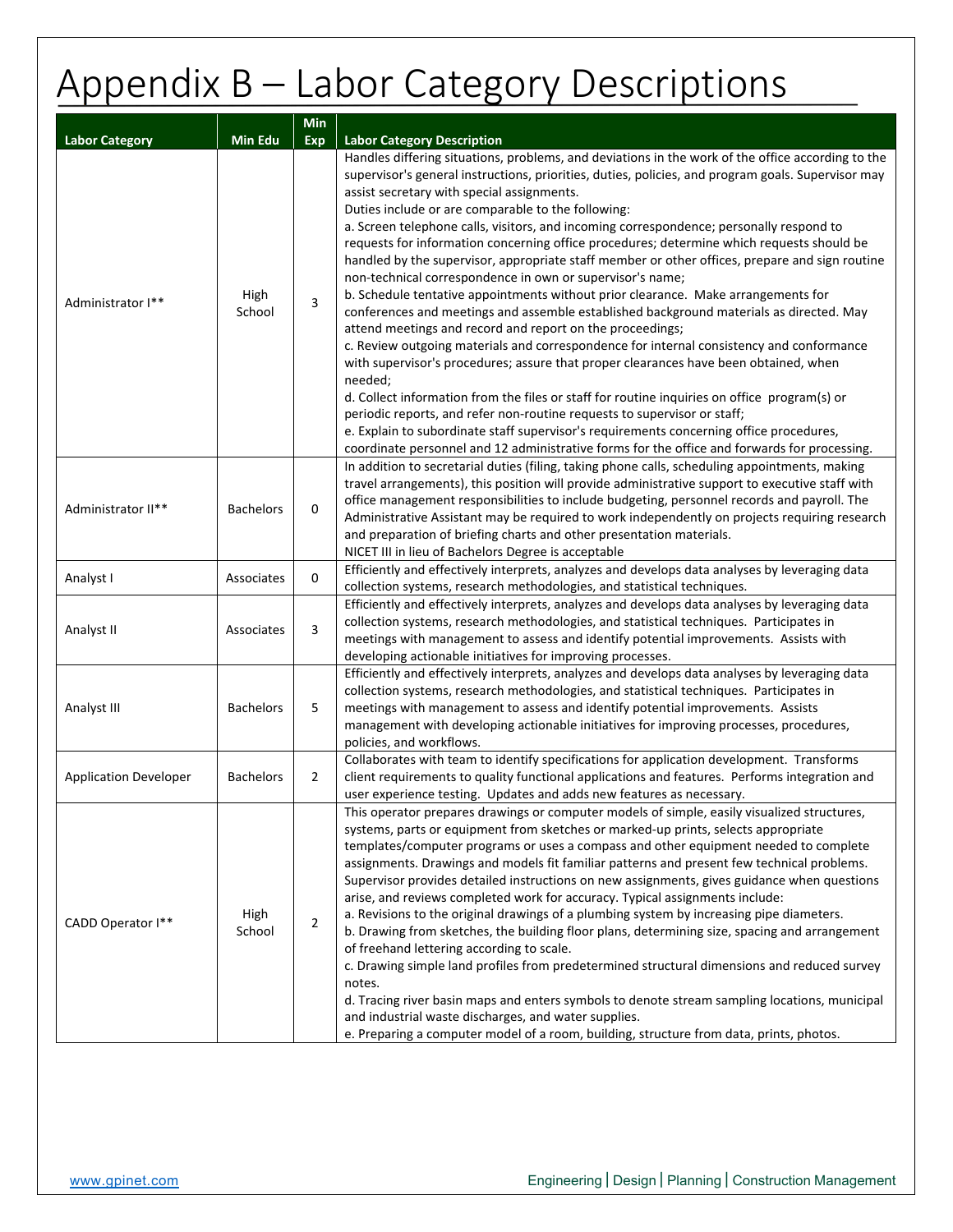# Appendix B – Labor Category Descriptions

| Labor Category | Min Edu | Min Exp | Labor Category Description |
|---|---|---|---|
| Administrator I** | High School | 3 | Handles differing situations, problems, and deviations in the work of the office according to the supervisor's general instructions, priorities, duties, policies, and program goals. Supervisor may assist secretary with special assignments.<br>Duties include or are comparable to the following:<br>a. Screen telephone calls, visitors, and incoming correspondence; personally respond to requests for information concerning office procedures; determine which requests should be handled by the supervisor, appropriate staff member or other offices, prepare and sign routine non-technical correspondence in own or supervisor's name;<br>b. Schedule tentative appointments without prior clearance. Make arrangements for conferences and meetings and assemble established background materials as directed. May attend meetings and record and report on the proceedings;<br>c. Review outgoing materials and correspondence for internal consistency and conformance with supervisor's procedures; assure that proper clearances have been obtained, when needed;<br>d. Collect information from the files or staff for routine inquiries on office program(s) or periodic reports, and refer non-routine requests to supervisor or staff;<br>e. Explain to subordinate staff supervisor's requirements concerning office procedures, coordinate personnel and 12 administrative forms for the office and forwards for processing. |
| Administrator II** | Bachelors | 0 | In addition to secretarial duties (filing, taking phone calls, scheduling appointments, making travel arrangements), this position will provide administrative support to executive staff with office management responsibilities to include budgeting, personnel records and payroll. The Administrative Assistant may be required to work independently on projects requiring research and preparation of briefing charts and other presentation materials.<br>NICET III in lieu of Bachelors Degree is acceptable |
| Analyst I | Associates | 0 | Efficiently and effectively interprets, analyzes and develops data analyses by leveraging data collection systems, research methodologies, and statistical techniques. |
| Analyst II | Associates | 3 | Efficiently and effectively interprets, analyzes and develops data analyses by leveraging data collection systems, research methodologies, and statistical techniques. Participates in meetings with management to assess and identify potential improvements. Assists with developing actionable initiatives for improving processes. |
| Analyst III | Bachelors | 5 | Efficiently and effectively interprets, analyzes and develops data analyses by leveraging data collection systems, research methodologies, and statistical techniques. Participates in meetings with management to assess and identify potential improvements. Assists management with developing actionable initiatives for improving processes, procedures, policies, and workflows. |
| Application Developer | Bachelors | 2 | Collaborates with team to identify specifications for application development. Transforms client requirements to quality functional applications and features. Performs integration and user experience testing. Updates and adds new features as necessary. |
| CADD Operator I** | High School | 2 | This operator prepares drawings or computer models of simple, easily visualized structures, systems, parts or equipment from sketches or marked-up prints, selects appropriate templates/computer programs or uses a compass and other equipment needed to complete assignments. Drawings and models fit familiar patterns and present few technical problems. Supervisor provides detailed instructions on new assignments, gives guidance when questions arise, and reviews completed work for accuracy. Typical assignments include:<br>a. Revisions to the original drawings of a plumbing system by increasing pipe diameters.<br>b. Drawing from sketches, the building floor plans, determining size, spacing and arrangement of freehand lettering according to scale.<br>c. Drawing simple land profiles from predetermined structural dimensions and reduced survey notes.<br>d. Tracing river basin maps and enters symbols to denote stream sampling locations, municipal and industrial waste discharges, and water supplies.<br>e. Preparing a computer model of a room, building, structure from data, prints, photos. |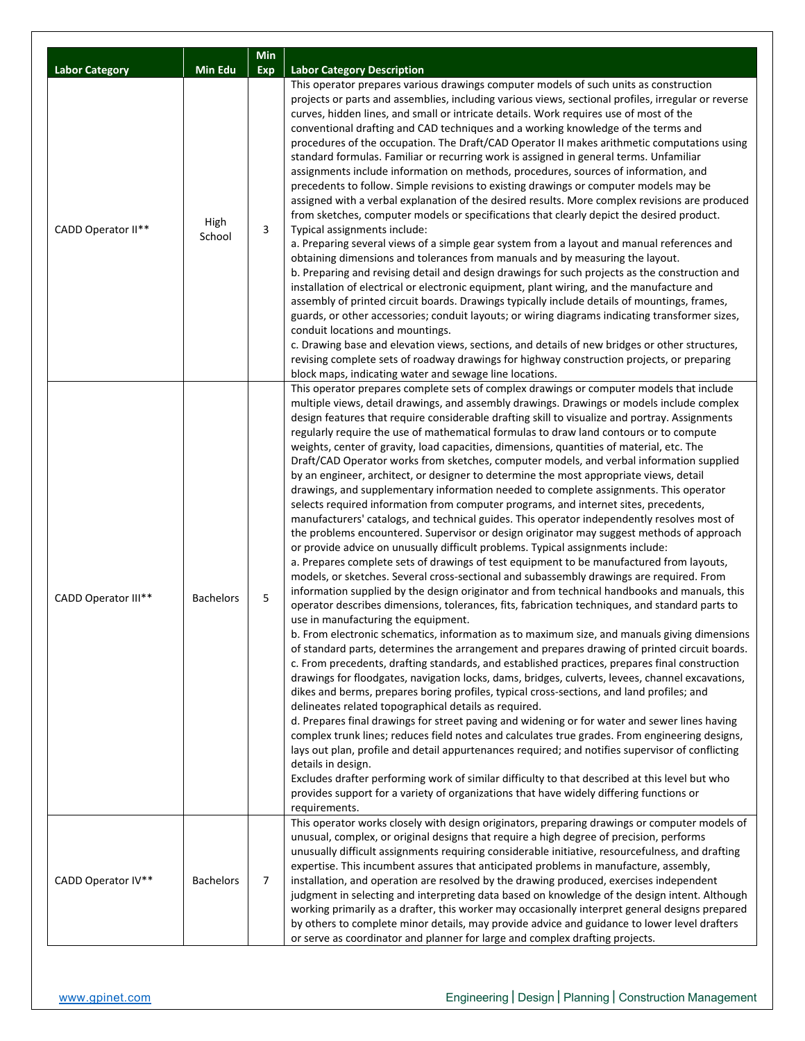| Labor Category | Min Edu | Min Exp | Labor Category Description |
|---|---|---|---|
| CADD Operator II** | High School | 3 | This operator prepares various drawings computer models of such units as construction projects or parts and assemblies, including various views, sectional profiles, irregular or reverse curves, hidden lines, and small or intricate details. Work requires use of most of the conventional drafting and CAD techniques and a working knowledge of the terms and procedures of the occupation. The Draft/CAD Operator II makes arithmetic computations using standard formulas. Familiar or recurring work is assigned in general terms. Unfamiliar assignments include information on methods, procedures, sources of information, and precedents to follow. Simple revisions to existing drawings or computer models may be assigned with a verbal explanation of the desired results. More complex revisions are produced from sketches, computer models or specifications that clearly depict the desired product. Typical assignments include:<br>a. Preparing several views of a simple gear system from a layout and manual references and obtaining dimensions and tolerances from manuals and by measuring the layout.<br>b. Preparing and revising detail and design drawings for such projects as the construction and installation of electrical or electronic equipment, plant wiring, and the manufacture and assembly of printed circuit boards. Drawings typically include details of mountings, frames, guards, or other accessories; conduit layouts; or wiring diagrams indicating transformer sizes, conduit locations and mountings.<br>c. Drawing base and elevation views, sections, and details of new bridges or other structures, revising complete sets of roadway drawings for highway construction projects, or preparing block maps, indicating water and sewage line locations. |
| CADD Operator III** | Bachelors | 5 | This operator prepares complete sets of complex drawings or computer models that include multiple views, detail drawings, and assembly drawings. Drawings or models include complex design features that require considerable drafting skill to visualize and portray. Assignments regularly require the use of mathematical formulas to draw land contours or to compute weights, center of gravity, load capacities, dimensions, quantities of material, etc. The Draft/CAD Operator works from sketches, computer models, and verbal information supplied by an engineer, architect, or designer to determine the most appropriate views, detail drawings, and supplementary information needed to complete assignments. This operator selects required information from computer programs, and internet sites, precedents, manufacturers' catalogs, and technical guides. This operator independently resolves most of the problems encountered. Supervisor or design originator may suggest methods of approach or provide advice on unusually difficult problems. Typical assignments include:<br>a. Prepares complete sets of drawings of test equipment to be manufactured from layouts, models, or sketches. Several cross-sectional and subassembly drawings are required. From information supplied by the design originator and from technical handbooks and manuals, this operator describes dimensions, tolerances, fits, fabrication techniques, and standard parts to use in manufacturing the equipment.<br>b. From electronic schematics, information as to maximum size, and manuals giving dimensions of standard parts, determines the arrangement and prepares drawing of printed circuit boards.<br>c. From precedents, drafting standards, and established practices, prepares final construction drawings for floodgates, navigation locks, dams, bridges, culverts, levees, channel excavations, dikes and berms, prepares boring profiles, typical cross-sections, and land profiles; and delineates related topographical details as required.<br>d. Prepares final drawings for street paving and widening or for water and sewer lines having complex trunk lines; reduces field notes and calculates true grades. From engineering designs, lays out plan, profile and detail appurtenances required; and notifies supervisor of conflicting details in design.<br>Excludes drafter performing work of similar difficulty to that described at this level but who provides support for a variety of organizations that have widely differing functions or requirements. |
| CADD Operator IV** | Bachelors | 7 | This operator works closely with design originators, preparing drawings or computer models of unusual, complex, or original designs that require a high degree of precision, performs unusually difficult assignments requiring considerable initiative, resourcefulness, and drafting expertise. This incumbent assures that anticipated problems in manufacture, assembly, installation, and operation are resolved by the drawing produced, exercises independent judgment in selecting and interpreting data based on knowledge of the design intent. Although working primarily as a drafter, this worker may occasionally interpret general designs prepared by others to complete minor details, may provide advice and guidance to lower level drafters or serve as coordinator and planner for large and complex drafting projects. |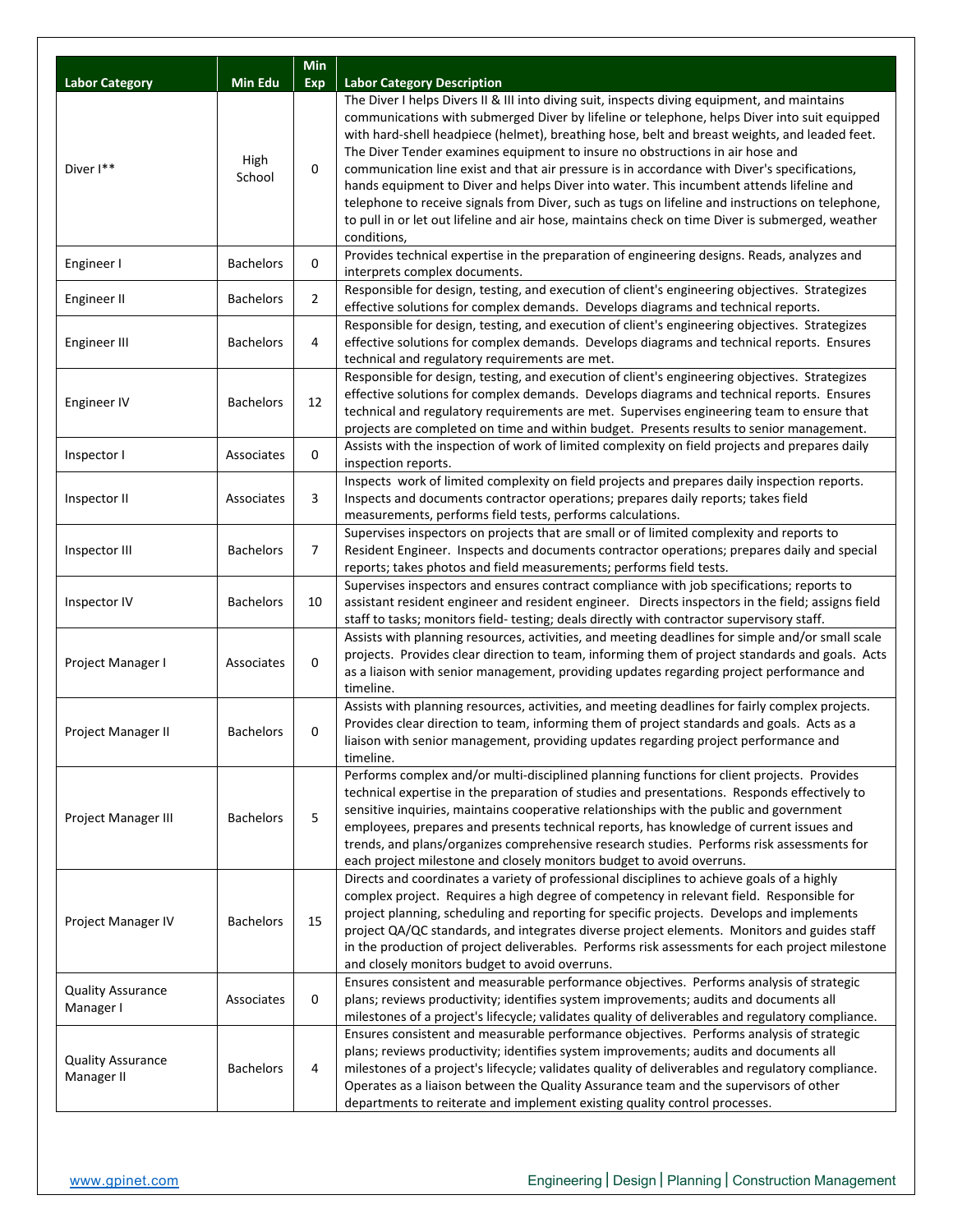| Labor Category | Min Edu | Min Exp | Labor Category Description |
|---|---|---|---|
| Diver I** | High School | 0 | The Diver I helps Divers II & III into diving suit, inspects diving equipment, and maintains communications with submerged Diver by lifeline or telephone, helps Diver into suit equipped with hard-shell headpiece (helmet), breathing hose, belt and breast weights, and leaded feet. The Diver Tender examines equipment to insure no obstructions in air hose and communication line exist and that air pressure is in accordance with Diver's specifications, hands equipment to Diver and helps Diver into water. This incumbent attends lifeline and telephone to receive signals from Diver, such as tugs on lifeline and instructions on telephone, to pull in or let out lifeline and air hose, maintains check on time Diver is submerged, weather conditions, |
| Engineer I | Bachelors | 0 | Provides technical expertise in the preparation of engineering designs. Reads, analyzes and interprets complex documents. |
| Engineer II | Bachelors | 2 | Responsible for design, testing, and execution of client's engineering objectives. Strategizes effective solutions for complex demands. Develops diagrams and technical reports. |
| Engineer III | Bachelors | 4 | Responsible for design, testing, and execution of client's engineering objectives. Strategizes effective solutions for complex demands. Develops diagrams and technical reports. Ensures technical and regulatory requirements are met. |
| Engineer IV | Bachelors | 12 | Responsible for design, testing, and execution of client's engineering objectives. Strategizes effective solutions for complex demands. Develops diagrams and technical reports. Ensures technical and regulatory requirements are met. Supervises engineering team to ensure that projects are completed on time and within budget. Presents results to senior management. |
| Inspector I | Associates | 0 | Assists with the inspection of work of limited complexity on field projects and prepares daily inspection reports. |
| Inspector II | Associates | 3 | Inspects work of limited complexity on field projects and prepares daily inspection reports. Inspects and documents contractor operations; prepares daily reports; takes field measurements, performs field tests, performs calculations. |
| Inspector III | Bachelors | 7 | Supervises inspectors on projects that are small or of limited complexity and reports to Resident Engineer. Inspects and documents contractor operations; prepares daily and special reports; takes photos and field measurements; performs field tests. |
| Inspector IV | Bachelors | 10 | Supervises inspectors and ensures contract compliance with job specifications; reports to assistant resident engineer and resident engineer. Directs inspectors in the field; assigns field staff to tasks; monitors field- testing; deals directly with contractor supervisory staff. |
| Project Manager I | Associates | 0 | Assists with planning resources, activities, and meeting deadlines for simple and/or small scale projects. Provides clear direction to team, informing them of project standards and goals. Acts as a liaison with senior management, providing updates regarding project performance and timeline. |
| Project Manager II | Bachelors | 0 | Assists with planning resources, activities, and meeting deadlines for fairly complex projects. Provides clear direction to team, informing them of project standards and goals. Acts as a liaison with senior management, providing updates regarding project performance and timeline. |
| Project Manager III | Bachelors | 5 | Performs complex and/or multi-disciplined planning functions for client projects. Provides technical expertise in the preparation of studies and presentations. Responds effectively to sensitive inquiries, maintains cooperative relationships with the public and government employees, prepares and presents technical reports, has knowledge of current issues and trends, and plans/organizes comprehensive research studies. Performs risk assessments for each project milestone and closely monitors budget to avoid overruns. |
| Project Manager IV | Bachelors | 15 | Directs and coordinates a variety of professional disciplines to achieve goals of a highly complex project. Requires a high degree of competency in relevant field. Responsible for project planning, scheduling and reporting for specific projects. Develops and implements project QA/QC standards, and integrates diverse project elements. Monitors and guides staff in the production of project deliverables. Performs risk assessments for each project milestone and closely monitors budget to avoid overruns. |
| Quality Assurance Manager I | Associates | 0 | Ensures consistent and measurable performance objectives. Performs analysis of strategic plans; reviews productivity; identifies system improvements; audits and documents all milestones of a project's lifecycle; validates quality of deliverables and regulatory compliance. |
| Quality Assurance Manager II | Bachelors | 4 | Ensures consistent and measurable performance objectives. Performs analysis of strategic plans; reviews productivity; identifies system improvements; audits and documents all milestones of a project's lifecycle; validates quality of deliverables and regulatory compliance. Operates as a liaison between the Quality Assurance team and the supervisors of other departments to reiterate and implement existing quality control processes. |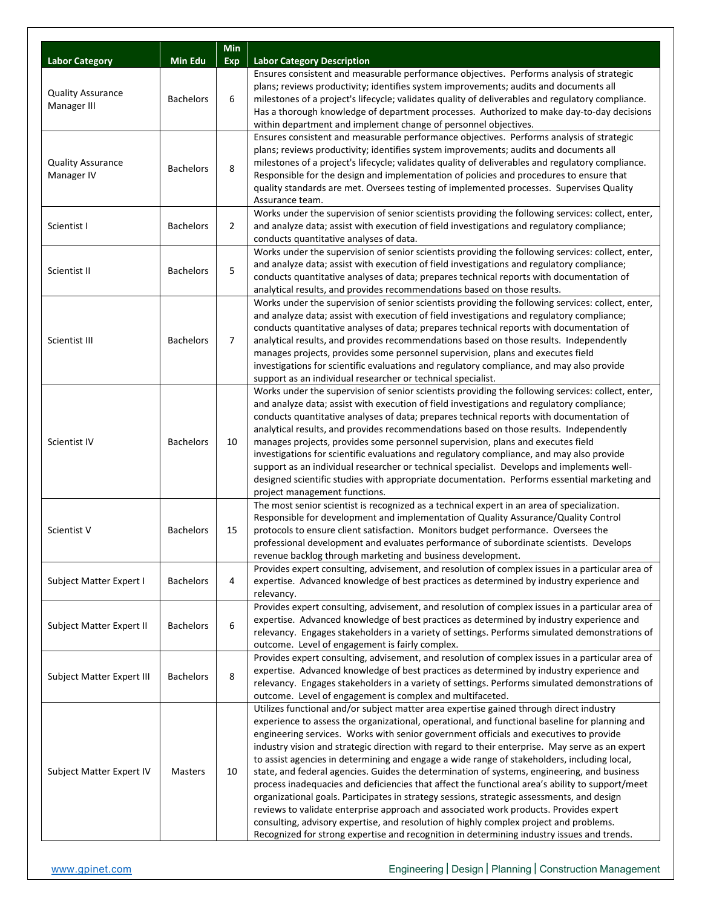| Labor Category | Min Edu | Min Exp | Labor Category Description |
|---|---|---|---|
| Quality Assurance Manager III | Bachelors | 6 | Ensures consistent and measurable performance objectives. Performs analysis of strategic plans; reviews productivity; identifies system improvements; audits and documents all milestones of a project's lifecycle; validates quality of deliverables and regulatory compliance. Has a thorough knowledge of department processes. Authorized to make day-to-day decisions within department and implement change of personnel objectives. |
| Quality Assurance Manager IV | Bachelors | 8 | Ensures consistent and measurable performance objectives. Performs analysis of strategic plans; reviews productivity; identifies system improvements; audits and documents all milestones of a project's lifecycle; validates quality of deliverables and regulatory compliance. Responsible for the design and implementation of policies and procedures to ensure that quality standards are met. Oversees testing of implemented processes. Supervises Quality Assurance team. |
| Scientist I | Bachelors | 2 | Works under the supervision of senior scientists providing the following services: collect, enter, and analyze data; assist with execution of field investigations and regulatory compliance; conducts quantitative analyses of data. |
| Scientist II | Bachelors | 5 | Works under the supervision of senior scientists providing the following services: collect, enter, and analyze data; assist with execution of field investigations and regulatory compliance; conducts quantitative analyses of data; prepares technical reports with documentation of analytical results, and provides recommendations based on those results. |
| Scientist III | Bachelors | 7 | Works under the supervision of senior scientists providing the following services: collect, enter, and analyze data; assist with execution of field investigations and regulatory compliance; conducts quantitative analyses of data; prepares technical reports with documentation of analytical results, and provides recommendations based on those results. Independently manages projects, provides some personnel supervision, plans and executes field investigations for scientific evaluations and regulatory compliance, and may also provide support as an individual researcher or technical specialist. |
| Scientist IV | Bachelors | 10 | Works under the supervision of senior scientists providing the following services: collect, enter, and analyze data; assist with execution of field investigations and regulatory compliance; conducts quantitative analyses of data; prepares technical reports with documentation of analytical results, and provides recommendations based on those results. Independently manages projects, provides some personnel supervision, plans and executes field investigations for scientific evaluations and regulatory compliance, and may also provide support as an individual researcher or technical specialist. Develops and implements well-designed scientific studies with appropriate documentation. Performs essential marketing and project management functions. |
| Scientist V | Bachelors | 15 | The most senior scientist is recognized as a technical expert in an area of specialization. Responsible for development and implementation of Quality Assurance/Quality Control protocols to ensure client satisfaction. Monitors budget performance. Oversees the professional development and evaluates performance of subordinate scientists. Develops revenue backlog through marketing and business development. |
| Subject Matter Expert I | Bachelors | 4 | Provides expert consulting, advisement, and resolution of complex issues in a particular area of expertise. Advanced knowledge of best practices as determined by industry experience and relevancy. |
| Subject Matter Expert II | Bachelors | 6 | Provides expert consulting, advisement, and resolution of complex issues in a particular area of expertise. Advanced knowledge of best practices as determined by industry experience and relevancy. Engages stakeholders in a variety of settings. Performs simulated demonstrations of outcome. Level of engagement is fairly complex. |
| Subject Matter Expert III | Bachelors | 8 | Provides expert consulting, advisement, and resolution of complex issues in a particular area of expertise. Advanced knowledge of best practices as determined by industry experience and relevancy. Engages stakeholders in a variety of settings. Performs simulated demonstrations of outcome. Level of engagement is complex and multifaceted. |
| Subject Matter Expert IV | Masters | 10 | Utilizes functional and/or subject matter area expertise gained through direct industry experience to assess the organizational, operational, and functional baseline for planning and engineering services. Works with senior government officials and executives to provide industry vision and strategic direction with regard to their enterprise. May serve as an expert to assist agencies in determining and engage a wide range of stakeholders, including local, state, and federal agencies. Guides the determination of systems, engineering, and business process inadequacies and deficiencies that affect the functional area's ability to support/meet organizational goals. Participates in strategy sessions, strategic assessments, and design reviews to validate enterprise approach and associated work products. Provides expert consulting, advisory expertise, and resolution of highly complex project and problems. Recognized for strong expertise and recognition in determining industry issues and trends. |

www.gpinet.com

Engineering | Design | Planning | Construction Management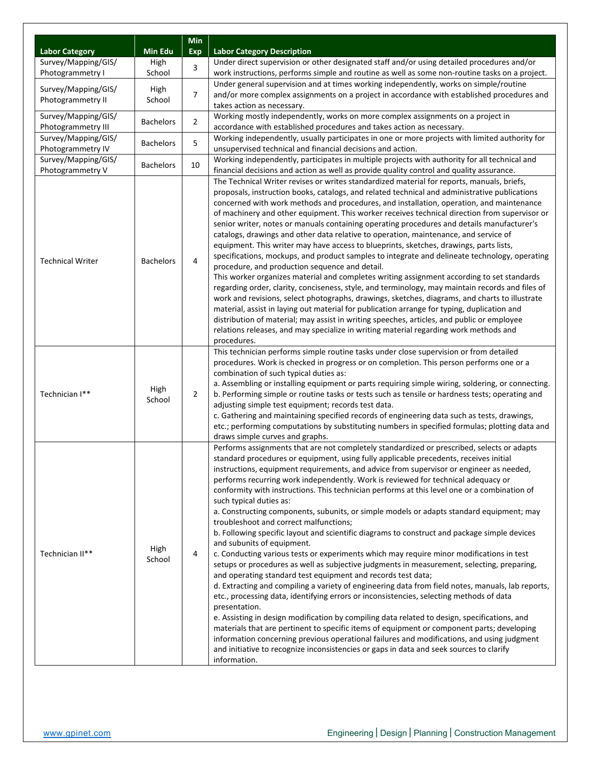| Labor Category | Min Edu | Min Exp | Labor Category Description |
|---|---|---|---|
| Survey/Mapping/GIS/ Photogrammetry I | High School | 3 | Under direct supervision or other designated staff and/or using detailed procedures and/or work instructions, performs simple and routine as well as some non-routine tasks on a project. |
| Survey/Mapping/GIS/ Photogrammetry II | High School | 7 | Under general supervision and at times working independently, works on simple/routine and/or more complex assignments on a project in accordance with established procedures and takes action as necessary. |
| Survey/Mapping/GIS/ Photogrammetry III | Bachelors | 2 | Working mostly independently, works on more complex assignments on a project in accordance with established procedures and takes action as necessary. |
| Survey/Mapping/GIS/ Photogrammetry IV | Bachelors | 5 | Working independently, usually participates in one or more projects with limited authority for unsupervised technical and financial decisions and action. |
| Survey/Mapping/GIS/ Photogrammetry V | Bachelors | 10 | Working independently, participates in multiple projects with authority for all technical and financial decisions and action as well as provide quality control and quality assurance. |
| Technical Writer | Bachelors | 4 | The Technical Writer revises or writes standardized material for reports, manuals, briefs, proposals, instruction books, catalogs, and related technical and administrative publications concerned with work methods and procedures, and installation, operation, and maintenance of machinery and other equipment. This worker receives technical direction from supervisor or senior writer, notes or manuals containing operating procedures and details manufacturer's catalogs, drawings and other data relative to operation, maintenance, and service of equipment. This writer may have access to blueprints, sketches, drawings, parts lists, specifications, mockups, and product samples to integrate and delineate technology, operating procedure, and production sequence and detail.<br>This worker organizes material and completes writing assignment according to set standards regarding order, clarity, conciseness, style, and terminology, may maintain records and files of work and revisions, select photographs, drawings, sketches, diagrams, and charts to illustrate material, assist in laying out material for publication arrange for typing, duplication and distribution of material; may assist in writing speeches, articles, and public or employee relations releases, and may specialize in writing material regarding work methods and procedures. |
| Technician I** | High School | 2 | This technician performs simple routine tasks under close supervision or from detailed procedures. Work is checked in progress or on completion. This person performs one or a combination of such typical duties as:<br>a. Assembling or installing equipment or parts requiring simple wiring, soldering, or connecting.<br>b. Performing simple or routine tasks or tests such as tensile or hardness tests; operating and adjusting simple test equipment; records test data.<br>c. Gathering and maintaining specified records of engineering data such as tests, drawings, etc.; performing computations by substituting numbers in specified formulas; plotting data and draws simple curves and graphs. |
| Technician II** | High School | 4 | Performs assignments that are not completely standardized or prescribed, selects or adapts standard procedures or equipment, using fully applicable precedents, receives initial instructions, equipment requirements, and advice from supervisor or engineer as needed, performs recurring work independently. Work is reviewed for technical adequacy or conformity with instructions. This technician performs at this level one or a combination of such typical duties as:<br>a. Constructing components, subunits, or simple models or adapts standard equipment; may troubleshoot and correct malfunctions;<br>b. Following specific layout and scientific diagrams to construct and package simple devices and subunits of equipment.<br>c. Conducting various tests or experiments which may require minor modifications in test setups or procedures as well as subjective judgments in measurement, selecting, preparing, and operating standard test equipment and records test data;<br>d. Extracting and compiling a variety of engineering data from field notes, manuals, lab reports, etc., processing data, identifying errors or inconsistencies, selecting methods of data presentation.<br>e. Assisting in design modification by compiling data related to design, specifications, and materials that are pertinent to specific items of equipment or component parts; developing information concerning previous operational failures and modifications, and using judgment and initiative to recognize inconsistencies or gaps in data and seek sources to clarify information. |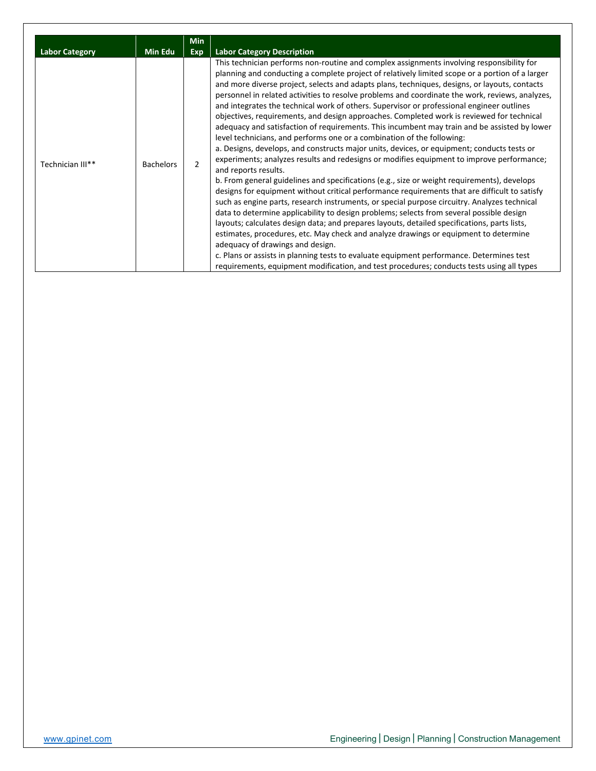| Labor Category | Min Edu | Min Exp | Labor Category Description |
|---|---|---|---|
| Technician III** | Bachelors | 2 | This technician performs non-routine and complex assignments involving responsibility for planning and conducting a complete project of relatively limited scope or a portion of a larger and more diverse project, selects and adapts plans, techniques, designs, or layouts, contacts personnel in related activities to resolve problems and coordinate the work, reviews, analyzes, and integrates the technical work of others. Supervisor or professional engineer outlines objectives, requirements, and design approaches. Completed work is reviewed for technical adequacy and satisfaction of requirements. This incumbent may train and be assisted by lower level technicians, and performs one or a combination of the following:<br>a. Designs, develops, and constructs major units, devices, or equipment; conducts tests or experiments; analyzes results and redesigns or modifies equipment to improve performance; and reports results.<br>b. From general guidelines and specifications (e.g., size or weight requirements), develops designs for equipment without critical performance requirements that are difficult to satisfy such as engine parts, research instruments, or special purpose circuitry. Analyzes technical data to determine applicability to design problems; selects from several possible design layouts; calculates design data; and prepares layouts, detailed specifications, parts lists, estimates, procedures, etc. May check and analyze drawings or equipment to determine adequacy of drawings and design.<br>c. Plans or assists in planning tests to evaluate equipment performance. Determines test requirements, equipment modification, and test procedures; conducts tests using all types |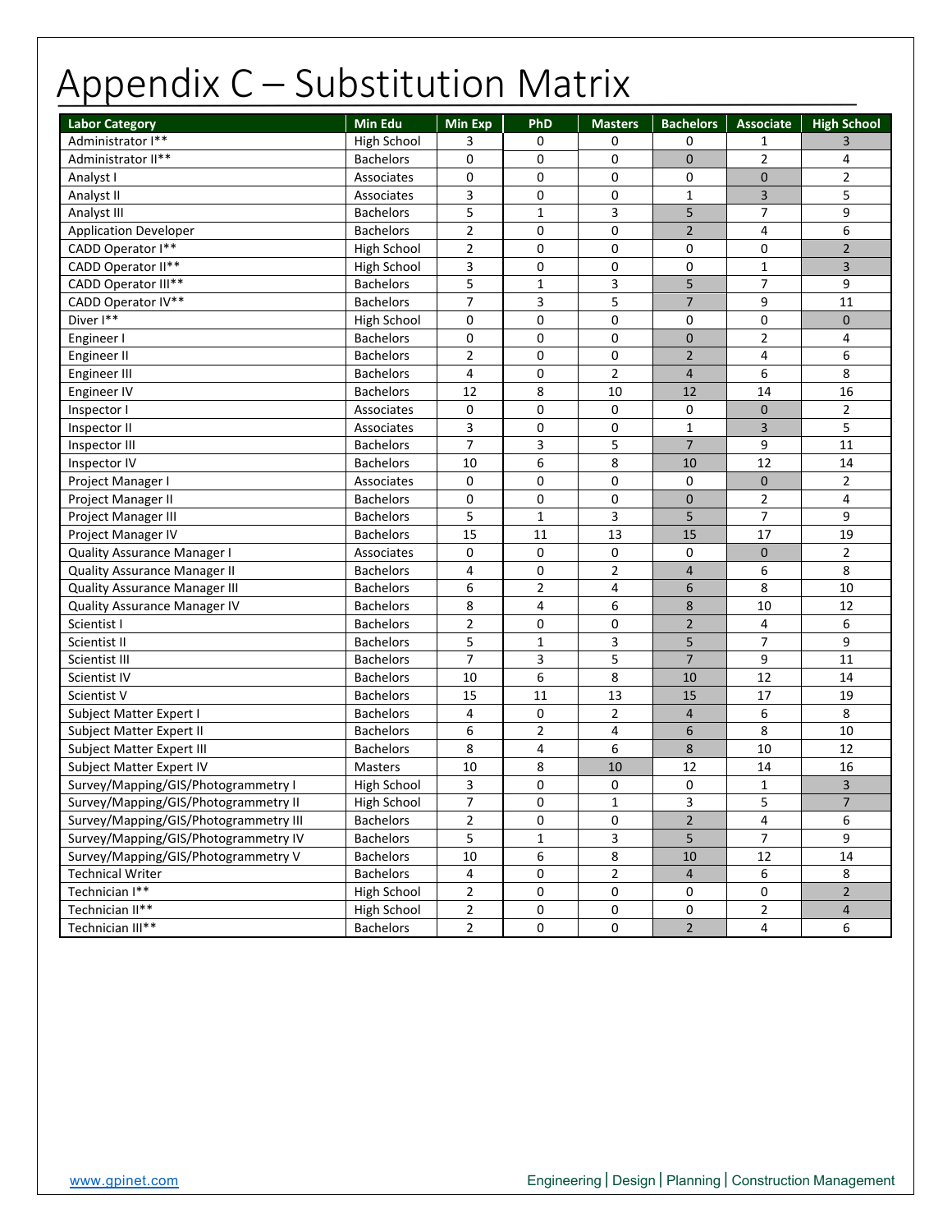# Appendix C – Substitution Matrix

| Labor Category | Min Edu | Min Exp | PhD | Masters | Bachelors | Associate | High School |
|---|---|---|---|---|---|---|---|
| Administrator I** | High School | 3 | 0 | 0 | 0 | 1 | 3 |
| Administrator II** | Bachelors | 0 | 0 | 0 | 0 | 2 | 4 |
| Analyst I | Associates | 0 | 0 | 0 | 0 | 0 | 2 |
| Analyst II | Associates | 3 | 0 | 0 | 1 | 3 | 5 |
| Analyst III | Bachelors | 5 | 1 | 3 | 5 | 7 | 9 |
| Application Developer | Bachelors | 2 | 0 | 0 | 2 | 4 | 6 |
| CADD Operator I** | High School | 2 | 0 | 0 | 0 | 0 | 2 |
| CADD Operator II** | High School | 3 | 0 | 0 | 0 | 1 | 3 |
| CADD Operator III** | Bachelors | 5 | 1 | 3 | 5 | 7 | 9 |
| CADD Operator IV** | Bachelors | 7 | 3 | 5 | 7 | 9 | 11 |
| Diver I** | High School | 0 | 0 | 0 | 0 | 0 | 0 |
| Engineer I | Bachelors | 0 | 0 | 0 | 0 | 2 | 4 |
| Engineer II | Bachelors | 2 | 0 | 0 | 2 | 4 | 6 |
| Engineer III | Bachelors | 4 | 0 | 2 | 4 | 6 | 8 |
| Engineer IV | Bachelors | 12 | 8 | 10 | 12 | 14 | 16 |
| Inspector I | Associates | 0 | 0 | 0 | 0 | 0 | 2 |
| Inspector II | Associates | 3 | 0 | 0 | 1 | 3 | 5 |
| Inspector III | Bachelors | 7 | 3 | 5 | 7 | 9 | 11 |
| Inspector IV | Bachelors | 10 | 6 | 8 | 10 | 12 | 14 |
| Project Manager I | Associates | 0 | 0 | 0 | 0 | 0 | 2 |
| Project Manager II | Bachelors | 0 | 0 | 0 | 0 | 2 | 4 |
| Project Manager III | Bachelors | 5 | 1 | 3 | 5 | 7 | 9 |
| Project Manager IV | Bachelors | 15 | 11 | 13 | 15 | 17 | 19 |
| Quality Assurance Manager I | Associates | 0 | 0 | 0 | 0 | 0 | 2 |
| Quality Assurance Manager II | Bachelors | 4 | 0 | 2 | 4 | 6 | 8 |
| Quality Assurance Manager III | Bachelors | 6 | 2 | 4 | 6 | 8 | 10 |
| Quality Assurance Manager IV | Bachelors | 8 | 4 | 6 | 8 | 10 | 12 |
| Scientist I | Bachelors | 2 | 0 | 0 | 2 | 4 | 6 |
| Scientist II | Bachelors | 5 | 1 | 3 | 5 | 7 | 9 |
| Scientist III | Bachelors | 7 | 3 | 5 | 7 | 9 | 11 |
| Scientist IV | Bachelors | 10 | 6 | 8 | 10 | 12 | 14 |
| Scientist V | Bachelors | 15 | 11 | 13 | 15 | 17 | 19 |
| Subject Matter Expert I | Bachelors | 4 | 0 | 2 | 4 | 6 | 8 |
| Subject Matter Expert II | Bachelors | 6 | 2 | 4 | 6 | 8 | 10 |
| Subject Matter Expert III | Bachelors | 8 | 4 | 6 | 8 | 10 | 12 |
| Subject Matter Expert IV | Masters | 10 | 8 | 10 | 12 | 14 | 16 |
| Survey/Mapping/GIS/Photogrammetry I | High School | 3 | 0 | 0 | 0 | 1 | 3 |
| Survey/Mapping/GIS/Photogrammetry II | High School | 7 | 0 | 1 | 3 | 5 | 7 |
| Survey/Mapping/GIS/Photogrammetry III | Bachelors | 2 | 0 | 0 | 2 | 4 | 6 |
| Survey/Mapping/GIS/Photogrammetry IV | Bachelors | 5 | 1 | 3 | 5 | 7 | 9 |
| Survey/Mapping/GIS/Photogrammetry V | Bachelors | 10 | 6 | 8 | 10 | 12 | 14 |
| Technical Writer | Bachelors | 4 | 0 | 2 | 4 | 6 | 8 |
| Technician I** | High School | 2 | 0 | 0 | 0 | 0 | 2 |
| Technician II** | High School | 2 | 0 | 0 | 0 | 2 | 4 |
| Technician III** | Bachelors | 2 | 0 | 0 | 2 | 4 | 6 |

www.gpinet.com Engineering | Design | Planning | Construction Management